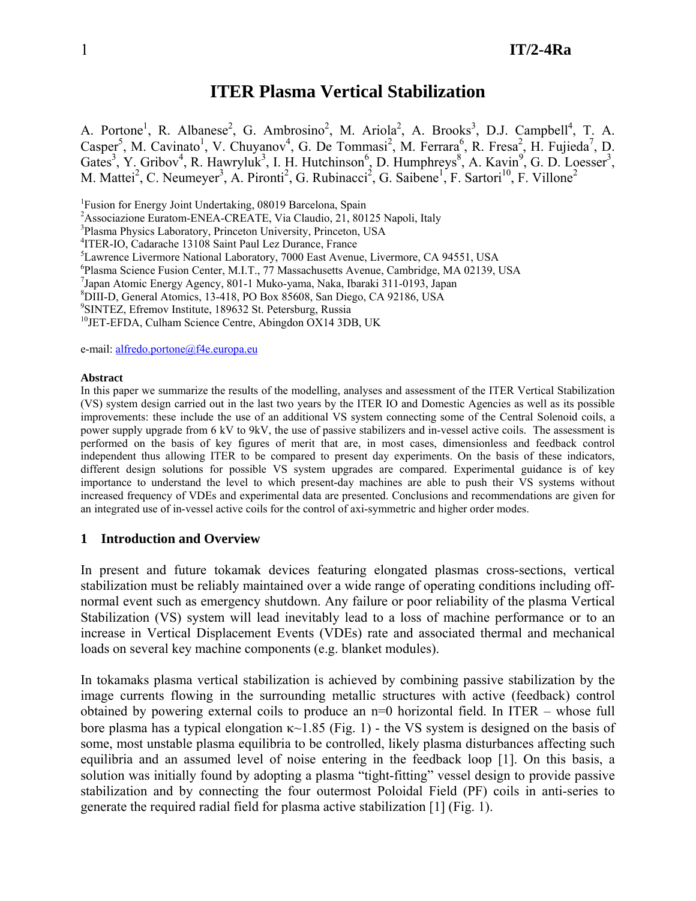# ITER Plasma Vertical Stabilization

A. Portone[1], R. Albanese[2], G. Ambrosino[2], M. Ariola[2], A. Brooks[3], D.J. Campbell[4], T. A. Casper[5], M. Cavinato[1], V. Chuyanov[4], G. De Tommasi[2], M. Ferrara[6], R. Fresa[2], H. Fujieda[7], D. Gates[3], Y. Gribov[4], R. Hawryluk[3], I. H. Hutchinson[6], D. Humphreys[8], A. Kavin[9], G. D. Loesser[3], M. Mattei[2], C. Neumeyer[3], A. Pironti[2], G. Rubinacci[2], G. Saibene[1], F. Sartori[10], F. Villone[2]

[1]Fusion for Energy Joint Undertaking, 08019 Barcelona, Spain
[2]Associazione Euratom-ENEA-CREATE, Via Claudio, 21, 80125 Napoli, Italy
[3]Plasma Physics Laboratory, Princeton University, Princeton, USA
[4]ITER-IO, Cadarache 13108 Saint Paul Lez Durance, France
[5]Lawrence Livermore National Laboratory, 7000 East Avenue, Livermore, CA 94551, USA
[6]Plasma Science Fusion Center, M.I.T., 77 Massachusetts Avenue, Cambridge, MA 02139, USA
[7]Japan Atomic Energy Agency, 801-1 Muko-yama, Naka, Ibaraki 311-0193, Japan
[8]DIII-D, General Atomics, 13-418, PO Box 85608, San Diego, CA 92186, USA
[9]SINTEZ, Efremov Institute, 189632 St. Petersburg, Russia
[10]JET-EFDA, Culham Science Centre, Abingdon OX14 3DB, UK

e-mail: alfredo.portone@f4e.europa.eu

**Abstract**

In this paper we summarize the results of the modelling, analyses and assessment of the ITER Vertical Stabilization (VS) system design carried out in the last two years by the ITER IO and Domestic Agencies as well as its possible improvements: these include the use of an additional VS system connecting some of the Central Solenoid coils, a power supply upgrade from 6 kV to 9kV, the use of passive stabilizers and in-vessel active coils. The assessment is performed on the basis of key figures of merit that are, in most cases, dimensionless and feedback control independent thus allowing ITER to be compared to present day experiments. On the basis of these indicators, different design solutions for possible VS system upgrades are compared. Experimental guidance is of key importance to understand the level to which present-day machines are able to push their VS systems without increased frequency of VDEs and experimental data are presented. Conclusions and recommendations are given for an integrated use of in-vessel active coils for the control of axi-symmetric and higher order modes.

## 1 Introduction and Overview

In present and future tokamak devices featuring elongated plasmas cross-sections, vertical stabilization must be reliably maintained over a wide range of operating conditions including off-normal event such as emergency shutdown. Any failure or poor reliability of the plasma Vertical Stabilization (VS) system will lead inevitably lead to a loss of machine performance or to an increase in Vertical Displacement Events (VDEs) rate and associated thermal and mechanical loads on several key machine components (e.g. blanket modules).

In tokamaks plasma vertical stabilization is achieved by combining passive stabilization by the image currents flowing in the surrounding metallic structures with active (feedback) control obtained by powering external coils to produce an n=0 horizontal field. In ITER – whose full bore plasma has a typical elongation $\kappa$~1.85 (Fig. 1) - the VS system is designed on the basis of some, most unstable plasma equilibria to be controlled, likely plasma disturbances affecting such equilibria and an assumed level of noise entering in the feedback loop [1]. On this basis, a solution was initially found by adopting a plasma "tight-fitting" vessel design to provide passive stabilization and by connecting the four outermost Poloidal Field (PF) coils in anti-series to generate the required radial field for plasma active stabilization [1] (Fig. 1).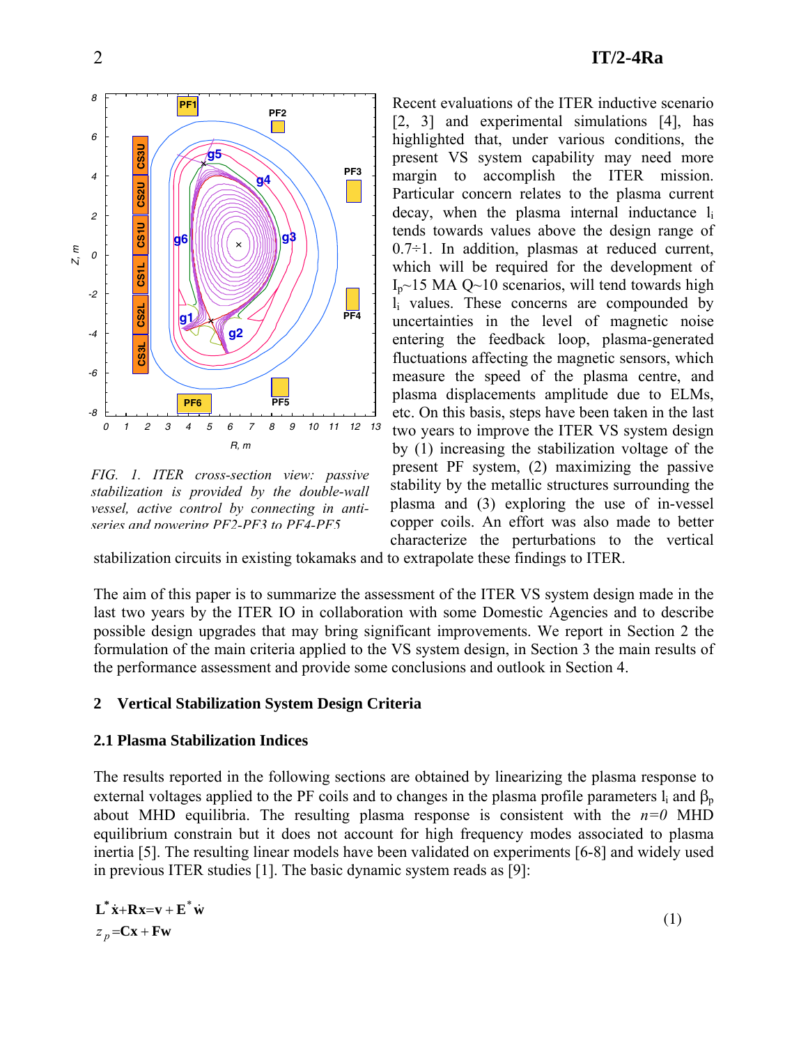FIG. 1. ITER cross-section view: passive stabilization is provided by the double-wall vessel, active control by connecting in anti-series and powering PF2-PF3 to PF4-PF5

Recent evaluations of the ITER inductive scenario [2, 3] and experimental simulations [4], has highlighted that, under various conditions, the present VS system capability may need more margin to accomplish the ITER mission. Particular concern relates to the plasma current decay, when the plasma internal inductance $l_i$ tends towards values above the design range of 0.7÷1. In addition, plasmas at reduced current, which will be required for the development of $I_p$~15 MA Q~10 scenarios, will tend towards high $l_i$ values. These concerns are compounded by uncertainties in the level of magnetic noise entering the feedback loop, plasma-generated fluctuations affecting the magnetic sensors, which measure the speed of the plasma centre, and plasma displacements amplitude due to ELMs, etc. On this basis, steps have been taken in the last two years to improve the ITER VS system design by (1) increasing the stabilization voltage of the present PF system, (2) maximizing the passive stability by the metallic structures surrounding the plasma and (3) exploring the use of in-vessel copper coils. An effort was also made to better characterize the perturbations to the vertical stabilization circuits in existing tokamaks and to extrapolate these findings to ITER.

The aim of this paper is to summarize the assessment of the ITER VS system design made in the last two years by the ITER IO in collaboration with some Domestic Agencies and to describe possible design upgrades that may bring significant improvements. We report in Section 2 the formulation of the main criteria applied to the VS system design, in Section 3 the main results of the performance assessment and provide some conclusions and outlook in Section 4.

## 2 Vertical Stabilization System Design Criteria

### 2.1 Plasma Stabilization Indices

The results reported in the following sections are obtained by linearizing the plasma response to external voltages applied to the PF coils and to changes in the plasma profile parameters $l_i$ and $\beta_p$ about MHD equilibria. The resulting plasma response is consistent with the *n=0* MHD equilibrium constrain but it does not account for high frequency modes associated to plasma inertia [5]. The resulting linear models have been validated on experiments [6-8] and widely used in previous ITER studies [1]. The basic dynamic system reads as [9]:

$$
\begin{aligned}
\mathbf{L}^* \dot{\mathbf{x}} + \mathbf{R}\mathbf{x} &= \mathbf{v} + \mathbf{E}^* \dot{\mathbf{w}} \\
z_p &= \mathbf{C}\mathbf{x} + \mathbf{F}\mathbf{w}
\end{aligned}
\tag{1}
$$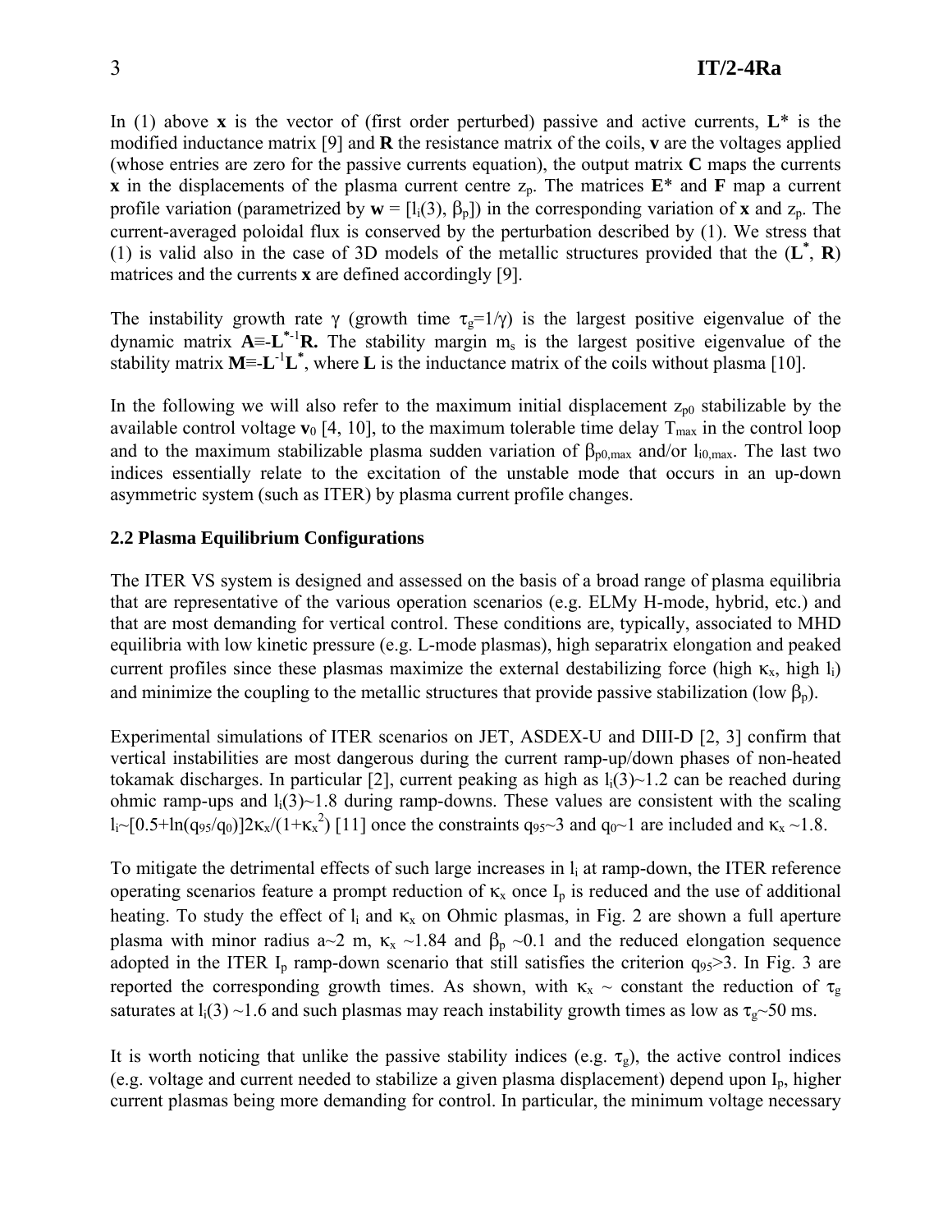In (1) above $\mathbf{x}$ is the vector of (first order perturbed) passive and active currents, $\mathbf{L}^*$ is the modified inductance matrix [9] and $\mathbf{R}$ the resistance matrix of the coils, $\mathbf{v}$ are the voltages applied (whose entries are zero for the passive currents equation), the output matrix $\mathbf{C}$ maps the currents $\mathbf{x}$ in the displacements of the plasma current centre $z_p$. The matrices $\mathbf{E}^*$ and $\mathbf{F}$ map a current profile variation (parametrized by $\mathbf{w} = [l_i(3), \beta_p]$) in the corresponding variation of $\mathbf{x}$ and $z_p$. The current-averaged poloidal flux is conserved by the perturbation described by (1). We stress that (1) is valid also in the case of 3D models of the metallic structures provided that the ($\mathbf{L}^*$, $\mathbf{R}$) matrices and the currents $\mathbf{x}$ are defined accordingly [9].

The instability growth rate $\gamma$ (growth time $\tau_g=1/\gamma$) is the largest positive eigenvalue of the dynamic matrix $\mathbf{A}\equiv-\mathbf{L}^{*-1}\mathbf{R}$. The stability margin $m_s$ is the largest positive eigenvalue of the stability matrix $\mathbf{M}\equiv-\mathbf{L}^{-1}\mathbf{L}^*$, where $\mathbf{L}$ is the inductance matrix of the coils without plasma [10].

In the following we will also refer to the maximum initial displacement $z_{p0}$ stabilizable by the available control voltage $\mathbf{v}_0$ [4, 10], to the maximum tolerable time delay $T_{max}$ in the control loop and to the maximum stabilizable plasma sudden variation of $\beta_{p0,max}$ and/or $l_{i0,max}$. The last two indices essentially relate to the excitation of the unstable mode that occurs in an up-down asymmetric system (such as ITER) by plasma current profile changes.

## 2.2 Plasma Equilibrium Configurations

The ITER VS system is designed and assessed on the basis of a broad range of plasma equilibria that are representative of the various operation scenarios (e.g. ELMy H-mode, hybrid, etc.) and that are most demanding for vertical control. These conditions are, typically, associated to MHD equilibria with low kinetic pressure (e.g. L-mode plasmas), high separatrix elongation and peaked current profiles since these plasmas maximize the external destabilizing force (high $\kappa_x$, high $l_i$) and minimize the coupling to the metallic structures that provide passive stabilization (low $\beta_p$).

Experimental simulations of ITER scenarios on JET, ASDEX-U and DIII-D [2, 3] confirm that vertical instabilities are most dangerous during the current ramp-up/down phases of non-heated tokamak discharges. In particular [2], current peaking as high as $l_i(3)\sim1.2$ can be reached during ohmic ramp-ups and $l_i(3)\sim1.8$ during ramp-downs. These values are consistent with the scaling $l_i\sim[0.5+\ln(q_{95}/q_0)]2\kappa_x/(1+\kappa_x^2)$ [11] once the constraints $q_{95}\sim3$ and $q_0\sim1$ are included and $\kappa_x\sim1.8$.

To mitigate the detrimental effects of such large increases in $l_i$ at ramp-down, the ITER reference operating scenarios feature a prompt reduction of $\kappa_x$ once $I_p$ is reduced and the use of additional heating. To study the effect of $l_i$ and $\kappa_x$ on Ohmic plasmas, in Fig. 2 are shown a full aperture plasma with minor radius a~2 m, $\kappa_x\sim1.84$ and $\beta_p\sim0.1$ and the reduced elongation sequence adopted in the ITER $I_p$ ramp-down scenario that still satisfies the criterion $q_{95}>3$. In Fig. 3 are reported the corresponding growth times. As shown, with $\kappa_x\sim$ constant the reduction of $\tau_g$ saturates at $l_i(3)\sim1.6$ and such plasmas may reach instability growth times as low as $\tau_g\sim50$ ms.

It is worth noticing that unlike the passive stability indices (e.g. $\tau_g$), the active control indices (e.g. voltage and current needed to stabilize a given plasma displacement) depend upon $I_p$, higher current plasmas being more demanding for control. In particular, the minimum voltage necessary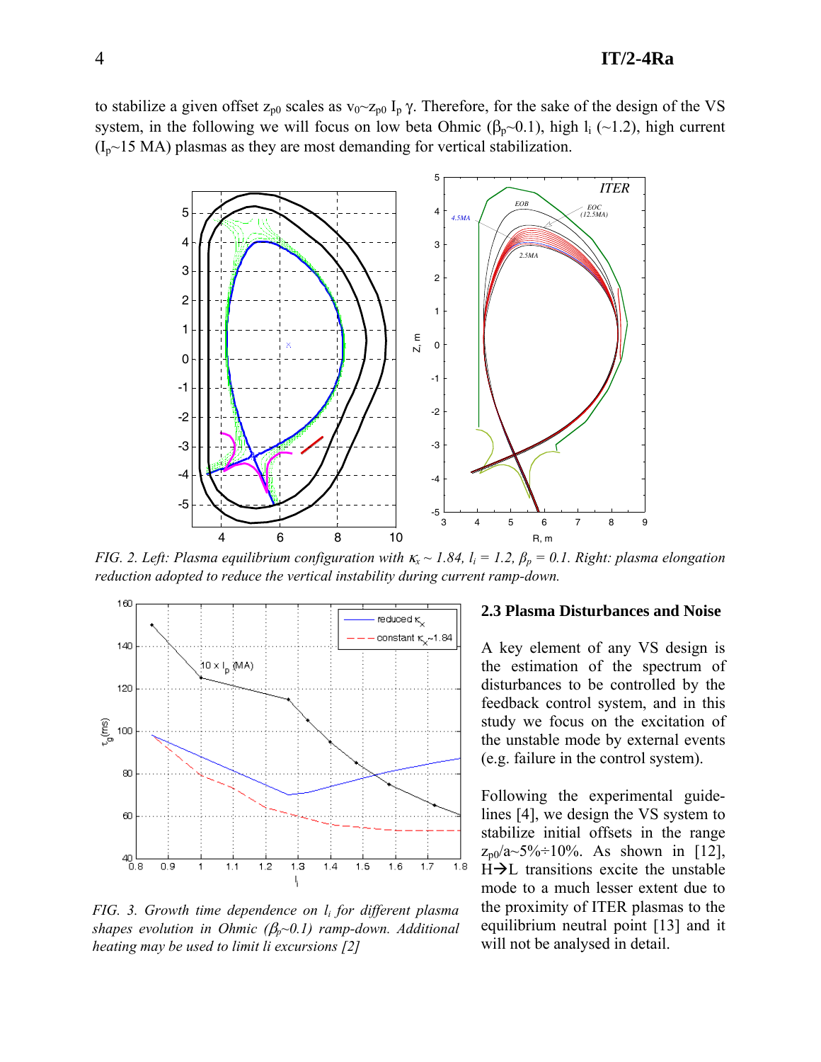to stabilize a given offset $z_{p0}$ scales as $v_0 \sim z_{p0}\, I_p\, \gamma$. Therefore, for the sake of the design of the VS system, in the following we will focus on low beta Ohmic ($\beta_p \sim 0.1$), high $l_i$ (~1.2), high current ($I_p \sim 15$ MA) plasmas as they are most demanding for vertical stabilization.

*FIG. 2. Left: Plasma equilibrium configuration with $\kappa_x \sim 1.84$, $l_i = 1.2$, $\beta_p = 0.1$. Right: plasma elongation reduction adopted to reduce the vertical instability during current ramp-down.*

*FIG. 3. Growth time dependence on $l_i$ for different plasma shapes evolution in Ohmic ($\beta_p \sim 0.1$) ramp-down. Additional heating may be used to limit li excursions [2]*

### 2.3 Plasma Disturbances and Noise

A key element of any VS design is the estimation of the spectrum of disturbances to be controlled by the feedback control system, and in this study we focus on the excitation of the unstable mode by external events (e.g. failure in the control system).

Following the experimental guidelines [4], we design the VS system to stabilize initial offsets in the range $z_{p0}/a \sim 5\% \div 10\%$. As shown in [12], H→L transitions excite the unstable mode to a much lesser extent due to the proximity of ITER plasmas to the equilibrium neutral point [13] and it will not be analysed in detail.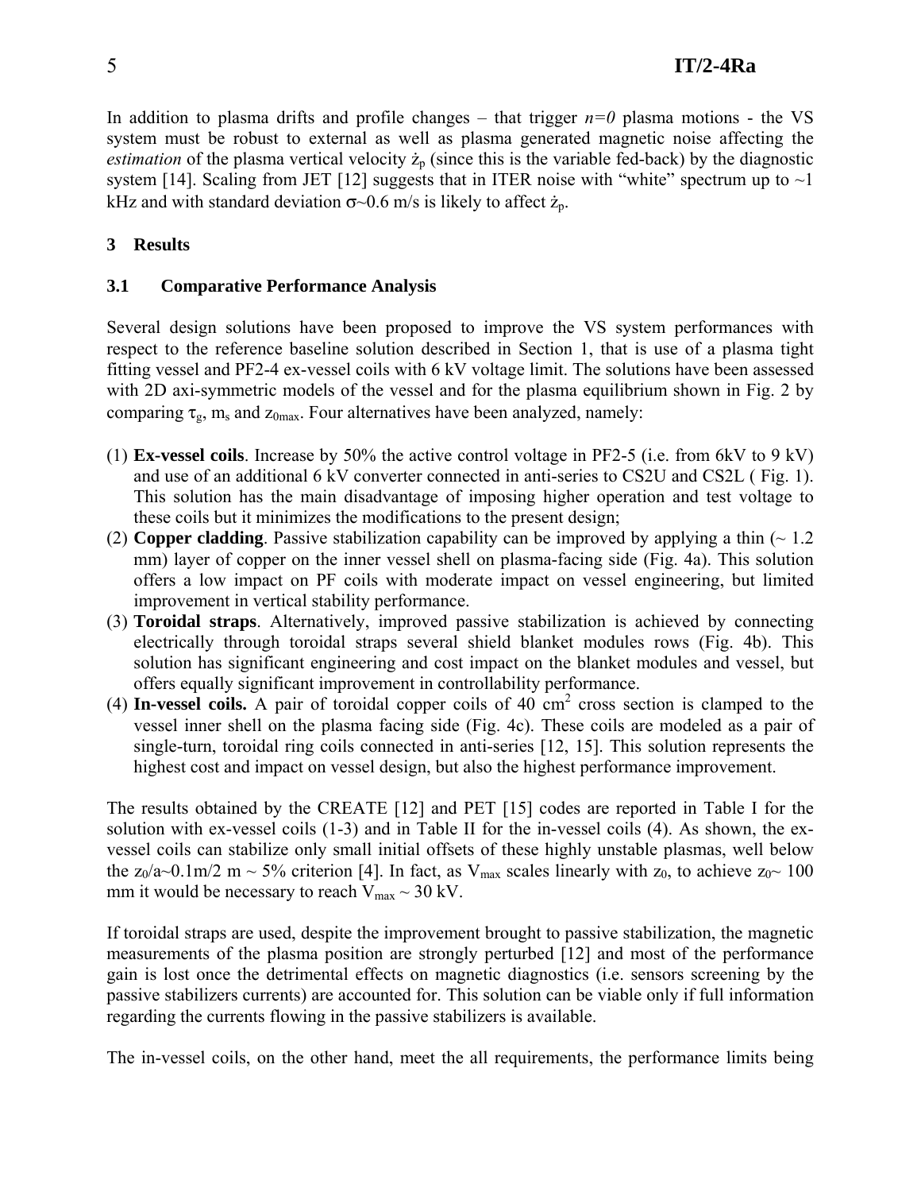In addition to plasma drifts and profile changes – that trigger *n=0* plasma motions - the VS system must be robust to external as well as plasma generated magnetic noise affecting the *estimation* of the plasma vertical velocity $\dot{z}_p$ (since this is the variable fed-back) by the diagnostic system [14]. Scaling from JET [12] suggests that in ITER noise with "white" spectrum up to ~1 kHz and with standard deviation $\sigma$~0.6 m/s is likely to affect $\dot{z}_p$.

## 3 Results

### 3.1 Comparative Performance Analysis

Several design solutions have been proposed to improve the VS system performances with respect to the reference baseline solution described in Section 1, that is use of a plasma tight fitting vessel and PF2-4 ex-vessel coils with 6 kV voltage limit. The solutions have been assessed with 2D axi-symmetric models of the vessel and for the plasma equilibrium shown in Fig. 2 by comparing $\tau_g$, $m_s$ and $z_{0max}$. Four alternatives have been analyzed, namely:

(1) **Ex-vessel coils**. Increase by 50% the active control voltage in PF2-5 (i.e. from 6kV to 9 kV) and use of an additional 6 kV converter connected in anti-series to CS2U and CS2L ( Fig. 1). This solution has the main disadvantage of imposing higher operation and test voltage to these coils but it minimizes the modifications to the present design;
(2) **Copper cladding**. Passive stabilization capability can be improved by applying a thin (~ 1.2 mm) layer of copper on the inner vessel shell on plasma-facing side (Fig. 4a). This solution offers a low impact on PF coils with moderate impact on vessel engineering, but limited improvement in vertical stability performance.
(3) **Toroidal straps**. Alternatively, improved passive stabilization is achieved by connecting electrically through toroidal straps several shield blanket modules rows (Fig. 4b). This solution has significant engineering and cost impact on the blanket modules and vessel, but offers equally significant improvement in controllability performance.
(4) **In-vessel coils.** A pair of toroidal copper coils of 40 $cm^2$ cross section is clamped to the vessel inner shell on the plasma facing side (Fig. 4c). These coils are modeled as a pair of single-turn, toroidal ring coils connected in anti-series [12, 15]. This solution represents the highest cost and impact on vessel design, but also the highest performance improvement.

The results obtained by the CREATE [12] and PET [15] codes are reported in Table I for the solution with ex-vessel coils (1-3) and in Table II for the in-vessel coils (4). As shown, the ex-vessel coils can stabilize only small initial offsets of these highly unstable plasmas, well below the $z_0/a$~0.1m/2 m ~ 5% criterion [4]. In fact, as $V_{max}$ scales linearly with $z_0$, to achieve $z_0$~ 100 mm it would be necessary to reach $V_{max}$ ~ 30 kV.

If toroidal straps are used, despite the improvement brought to passive stabilization, the magnetic measurements of the plasma position are strongly perturbed [12] and most of the performance gain is lost once the detrimental effects on magnetic diagnostics (i.e. sensors screening by the passive stabilizers currents) are accounted for. This solution can be viable only if full information regarding the currents flowing in the passive stabilizers is available.

The in-vessel coils, on the other hand, meet the all requirements, the performance limits being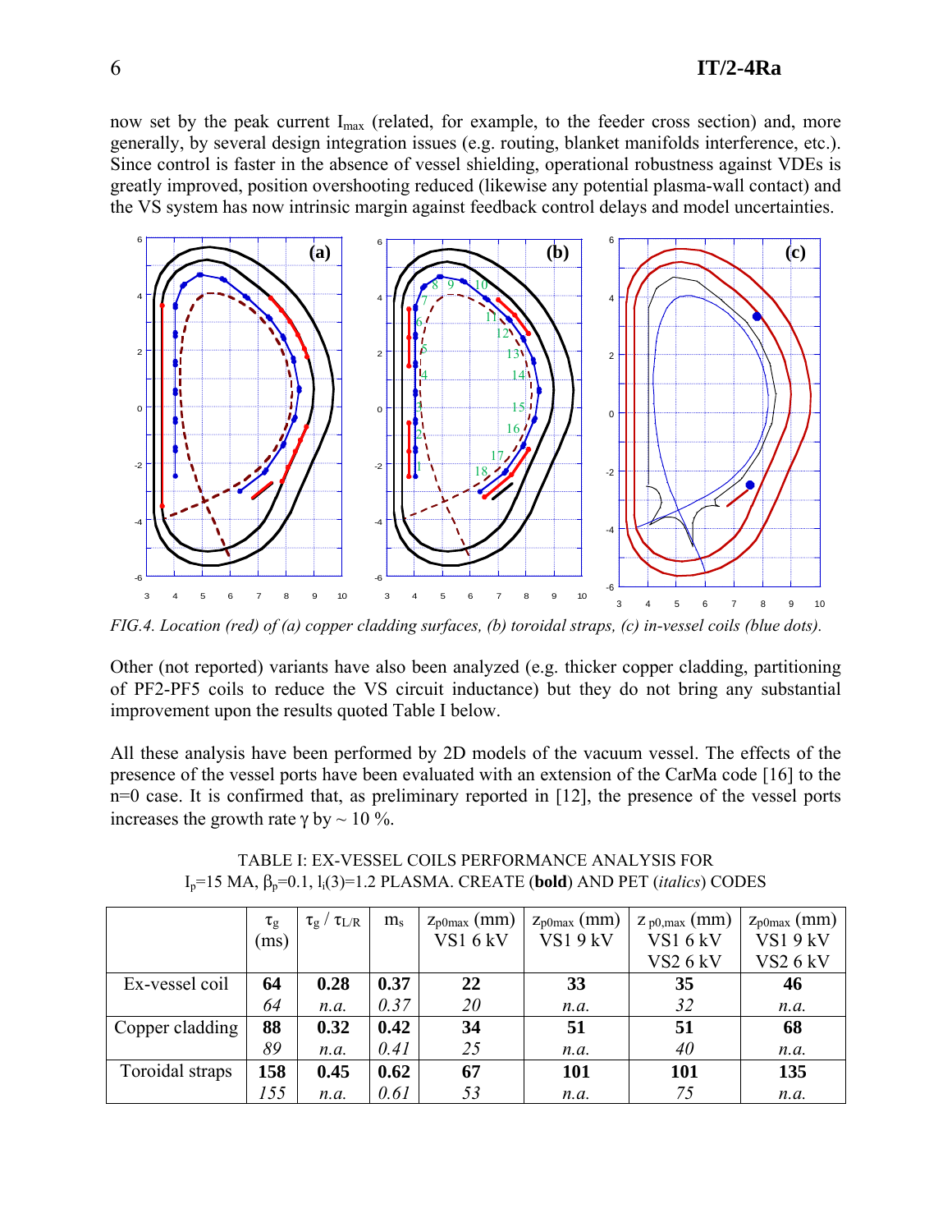now set by the peak current $I_{max}$ (related, for example, to the feeder cross section) and, more generally, by several design integration issues (e.g. routing, blanket manifolds interference, etc.). Since control is faster in the absence of vessel shielding, operational robustness against VDEs is greatly improved, position overshooting reduced (likewise any potential plasma-wall contact) and the VS system has now intrinsic margin against feedback control delays and model uncertainties.

*FIG.4. Location (red) of (a) copper cladding surfaces, (b) toroidal straps, (c) in-vessel coils (blue dots).*

Other (not reported) variants have also been analyzed (e.g. thicker copper cladding, partitioning of PF2-PF5 coils to reduce the VS circuit inductance) but they do not bring any substantial improvement upon the results quoted Table I below.

All these analysis have been performed by 2D models of the vacuum vessel. The effects of the presence of the vessel ports have been evaluated with an extension of the CarMa code [16] to the n=0 case. It is confirmed that, as preliminary reported in [12], the presence of the vessel ports increases the growth rate $\gamma$ by ~ 10 %.

TABLE I: EX-VESSEL COILS PERFORMANCE ANALYSIS FOR $I_p$=15 MA, $\beta_p$=0.1, $l_i(3)$=1.2 PLASMA. CREATE (**bold**) AND PET (*italics*) CODES

| | $\tau_g$ (ms) | $\tau_g / \tau_{L/R}$ | $m_s$ | $z_{p0max}$ (mm) VS1 6 kV | $z_{p0max}$ (mm) VS1 9 kV | $z_{p0,max}$ (mm) VS1 6 kV VS2 6 kV | $z_{p0max}$ (mm) VS1 9 kV VS2 6 kV |
|---|---|---|---|---|---|---|---|
| Ex-vessel coil | **64** | **0.28** | **0.37** | **22** | **33** | **35** | **46** |
| | *64* | *n.a.* | *0.37* | *20* | *n.a.* | *32* | *n.a.* |
| Copper cladding | **88** | **0.32** | **0.42** | **34** | **51** | **51** | **68** |
| | *89* | *n.a.* | *0.41* | *25* | *n.a.* | *40* | *n.a.* |
| Toroidal straps | **158** | **0.45** | **0.62** | **67** | **101** | **101** | **135** |
| | *155* | *n.a.* | *0.61* | *53* | *n.a.* | *75* | *n.a.* |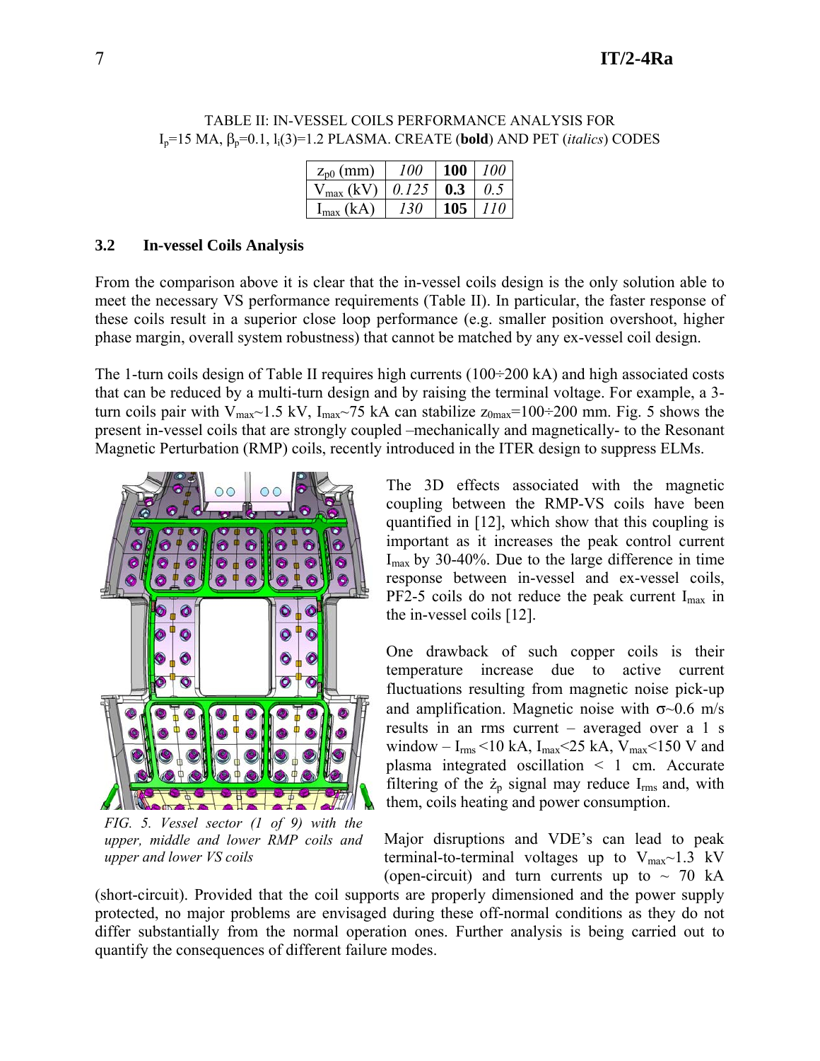TABLE II: IN-VESSEL COILS PERFORMANCE ANALYSIS FOR $I_p$=15 MA, $\beta_p$=0.1, $l_i(3)$=1.2 PLASMA. CREATE (**bold**) AND PET (*italics*) CODES

| $z_{p0}$ (mm) | *100* | **100** | *100* |
|---|---|---|---|
| $V_{max}$ (kV) | *0.125* | **0.3** | *0.5* |
| $I_{max}$ (kA) | *130* | **105** | *110* |

### 3.2 In-vessel Coils Analysis

From the comparison above it is clear that the in-vessel coils design is the only solution able to meet the necessary VS performance requirements (Table II). In particular, the faster response of these coils result in a superior close loop performance (e.g. smaller position overshoot, higher phase margin, overall system robustness) that cannot be matched by any ex-vessel coil design.

The 1-turn coils design of Table II requires high currents (100÷200 kA) and high associated costs that can be reduced by a multi-turn design and by raising the terminal voltage. For example, a 3-turn coils pair with $V_{max}$~1.5 kV, $I_{max}$~75 kA can stabilize $z_{0max}$=100÷200 mm. Fig. 5 shows the present in-vessel coils that are strongly coupled –mechanically and magnetically- to the Resonant Magnetic Perturbation (RMP) coils, recently introduced in the ITER design to suppress ELMs.

*FIG. 5. Vessel sector (1 of 9) with the upper, middle and lower RMP coils and upper and lower VS coils*

The 3D effects associated with the magnetic coupling between the RMP-VS coils have been quantified in [12], which show that this coupling is important as it increases the peak control current $I_{max}$ by 30-40%. Due to the large difference in time response between in-vessel and ex-vessel coils, PF2-5 coils do not reduce the peak current $I_{max}$ in the in-vessel coils [12].

One drawback of such copper coils is their temperature increase due to active current fluctuations resulting from magnetic noise pick-up and amplification. Magnetic noise with $\sigma$~0.6 m/s results in an rms current – averaged over a 1 s window – $I_{rms}$ <10 kA, $I_{max}$<25 kA, $V_{max}$<150 V and plasma integrated oscillation < 1 cm. Accurate filtering of the $\dot{z}_p$ signal may reduce $I_{rms}$ and, with them, coils heating and power consumption.

Major disruptions and VDE's can lead to peak terminal-to-terminal voltages up to $V_{max}$~1.3 kV (open-circuit) and turn currents up to ~ 70 kA (short-circuit). Provided that the coil supports are properly dimensioned and the power supply protected, no major problems are envisaged during these off-normal conditions as they do not differ substantially from the normal operation ones. Further analysis is being carried out to quantify the consequences of different failure modes.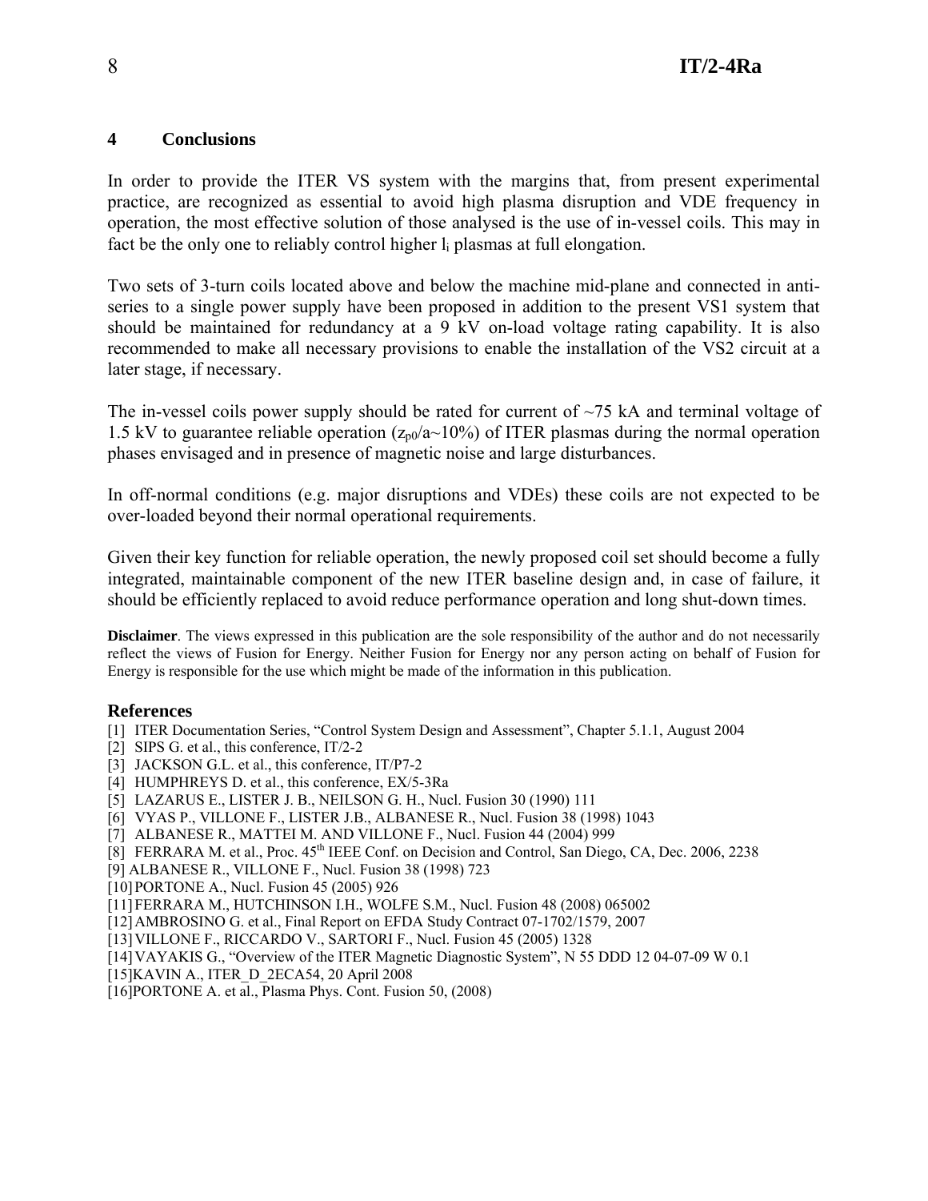## 4 Conclusions

In order to provide the ITER VS system with the margins that, from present experimental practice, are recognized as essential to avoid high plasma disruption and VDE frequency in operation, the most effective solution of those analysed is the use of in-vessel coils. This may in fact be the only one to reliably control higher $l_i$ plasmas at full elongation.

Two sets of 3-turn coils located above and below the machine mid-plane and connected in anti-series to a single power supply have been proposed in addition to the present VS1 system that should be maintained for redundancy at a 9 kV on-load voltage rating capability. It is also recommended to make all necessary provisions to enable the installation of the VS2 circuit at a later stage, if necessary.

The in-vessel coils power supply should be rated for current of ~75 kA and terminal voltage of 1.5 kV to guarantee reliable operation ($z_{p0}/a$~10%) of ITER plasmas during the normal operation phases envisaged and in presence of magnetic noise and large disturbances.

In off-normal conditions (e.g. major disruptions and VDEs) these coils are not expected to be over-loaded beyond their normal operational requirements.

Given their key function for reliable operation, the newly proposed coil set should become a fully integrated, maintainable component of the new ITER baseline design and, in case of failure, it should be efficiently replaced to avoid reduce performance operation and long shut-down times.

**Disclaimer**. The views expressed in this publication are the sole responsibility of the author and do not necessarily reflect the views of Fusion for Energy. Neither Fusion for Energy nor any person acting on behalf of Fusion for Energy is responsible for the use which might be made of the information in this publication.

### References

[1] ITER Documentation Series, "Control System Design and Assessment", Chapter 5.1.1, August 2004
[2] SIPS G. et al., this conference, IT/2-2
[3] JACKSON G.L. et al., this conference, IT/P7-2
[4] HUMPHREYS D. et al., this conference, EX/5-3Ra
[5] LAZARUS E., LISTER J. B., NEILSON G. H., Nucl. Fusion 30 (1990) 111
[6] VYAS P., VILLONE F., LISTER J.B., ALBANESE R., Nucl. Fusion 38 (1998) 1043
[7] ALBANESE R., MATTEI M. AND VILLONE F., Nucl. Fusion 44 (2004) 999
[8] FERRARA M. et al., Proc. 45th IEEE Conf. on Decision and Control, San Diego, CA, Dec. 2006, 2238
[9] ALBANESE R., VILLONE F., Nucl. Fusion 38 (1998) 723
[10] PORTONE A., Nucl. Fusion 45 (2005) 926
[11] FERRARA M., HUTCHINSON I.H., WOLFE S.M., Nucl. Fusion 48 (2008) 065002
[12] AMBROSINO G. et al., Final Report on EFDA Study Contract 07-1702/1579, 2007
[13] VILLONE F., RICCARDO V., SARTORI F., Nucl. Fusion 45 (2005) 1328
[14] VAYAKIS G., "Overview of the ITER Magnetic Diagnostic System", N 55 DDD 12 04-07-09 W 0.1
[15] KAVIN A., ITER_D_2ECA54, 20 April 2008
[16] PORTONE A. et al., Plasma Phys. Cont. Fusion 50, (2008)